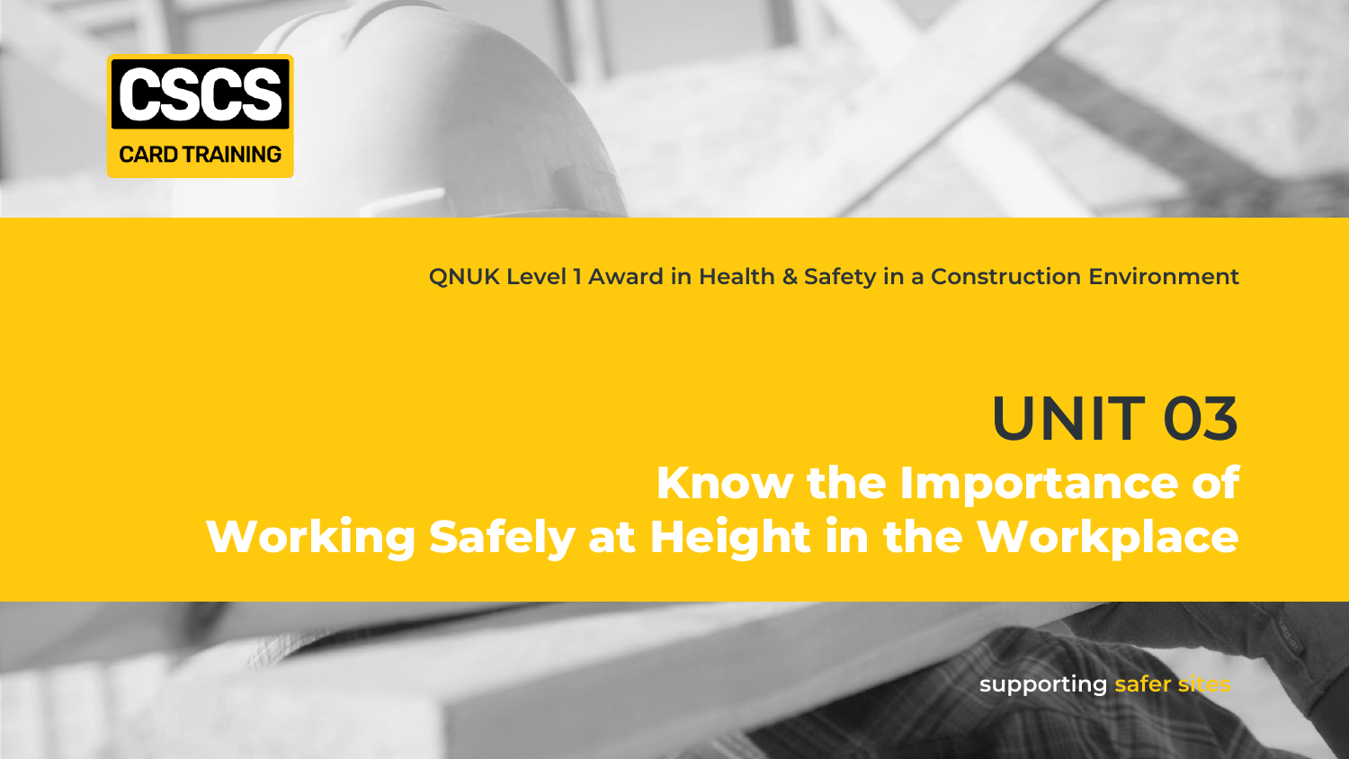CSCS

CARD TRAINING

QNUK Level 1 Award in Health & Safety in a Construction Environment

# UNIT 03

## Know the Importance of Working Safely at Height in the Workplace

supporting safer sites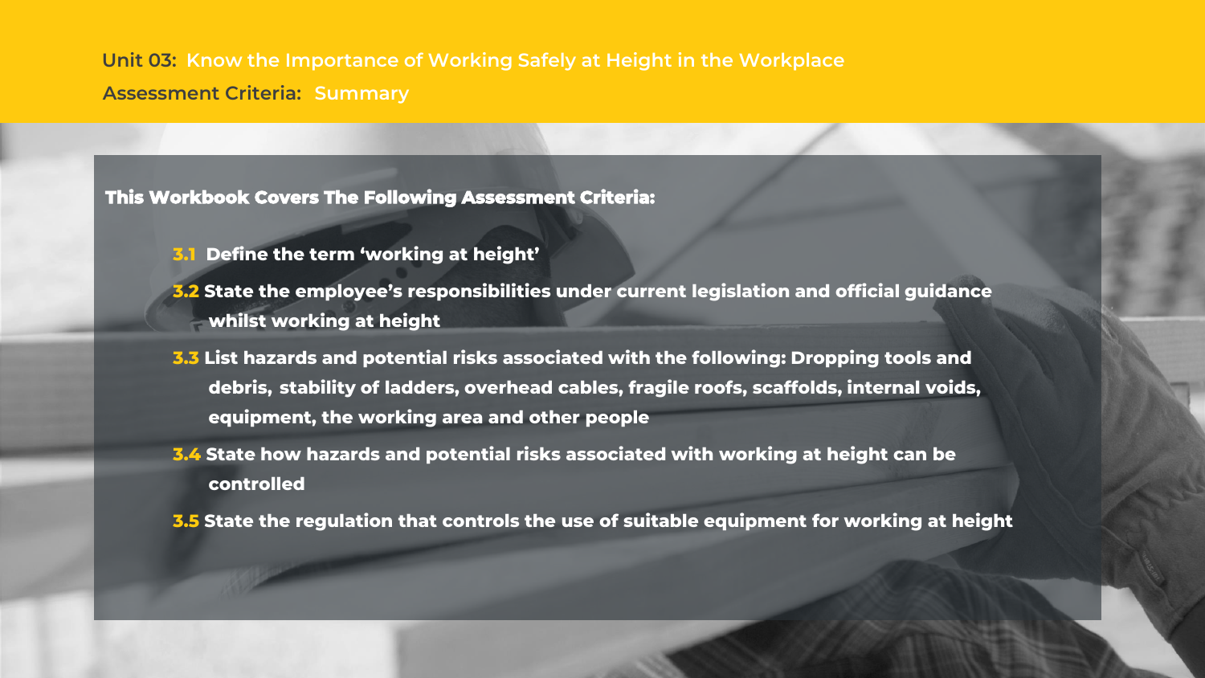**Unit 03:** Know the Importance of Working Safely at Height in the Workplace

**Assessment Criteria:** Summary

**This Workbook Covers The Following Assessment Criteria:**

- **3.1** Define the term 'working at height'
- **3.2** State the employee's responsibilities under current legislation and official guidance whilst working at height
- **3.3** List hazards and potential risks associated with the following: Dropping tools and debris, stability of ladders, overhead cables, fragile roofs, scaffolds, internal voids, equipment, the working area and other people
- **3.4** State how hazards and potential risks associated with working at height can be controlled
- **3.5** State the regulation that controls the use of suitable equipment for working at height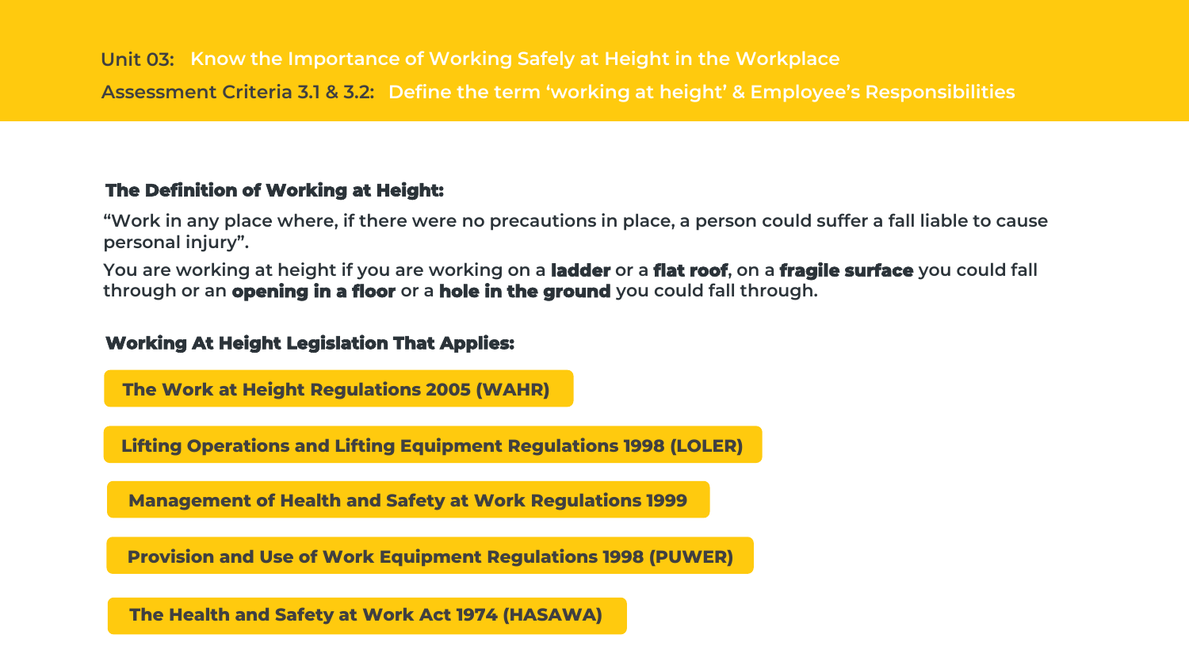**Unit 03:** Know the Importance of Working Safely at Height in the Workplace

**Assessment Criteria 3.1 & 3.2:** Define the term 'working at height' & Employee's Responsibilities

### The Definition of Working at Height:

**"Work in any place where, if there were no precautions in place, a person could suffer a fall liable to cause personal injury".**

You are working at height if you are working on a **ladder** or a **flat roof**, on a **fragile surface** you could fall through or an **opening in a floor** or a **hole in the ground** you could fall through.

### Working At Height Legislation That Applies:

- **The Work at Height Regulations 2005 (WAHR)**
- **Lifting Operations and Lifting Equipment Regulations 1998 (LOLER)**
- **Management of Health and Safety at Work Regulations 1999**
- **Provision and Use of Work Equipment Regulations 1998 (PUWER)**
- **The Health and Safety at Work Act 1974 (HASAWA)**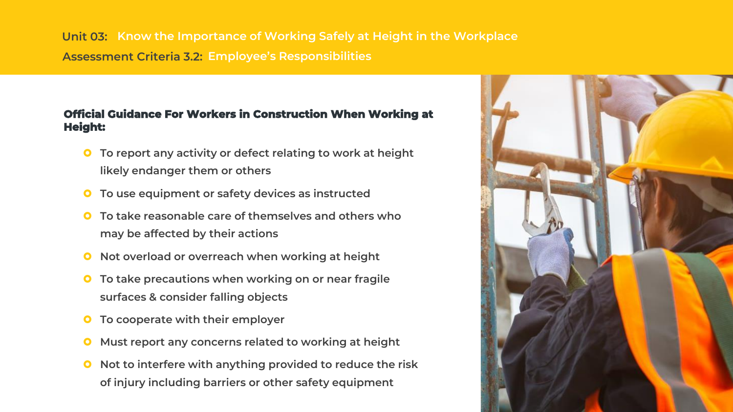**Unit 03:** Know the Importance of Working Safely at Height in the Workplace

**Assessment Criteria 3.2:** Employee's Responsibilities

**Official Guidance For Workers in Construction When Working at Height:**

- To report any activity or defect relating to work at height likely endanger them or others
- To use equipment or safety devices as instructed
- To take reasonable care of themselves and others who may be affected by their actions
- Not overload or overreach when working at height
- To take precautions when working on or near fragile surfaces & consider falling objects
- To cooperate with their employer
- Must report any concerns related to working at height
- Not to interfere with anything provided to reduce the risk of injury including barriers or other safety equipment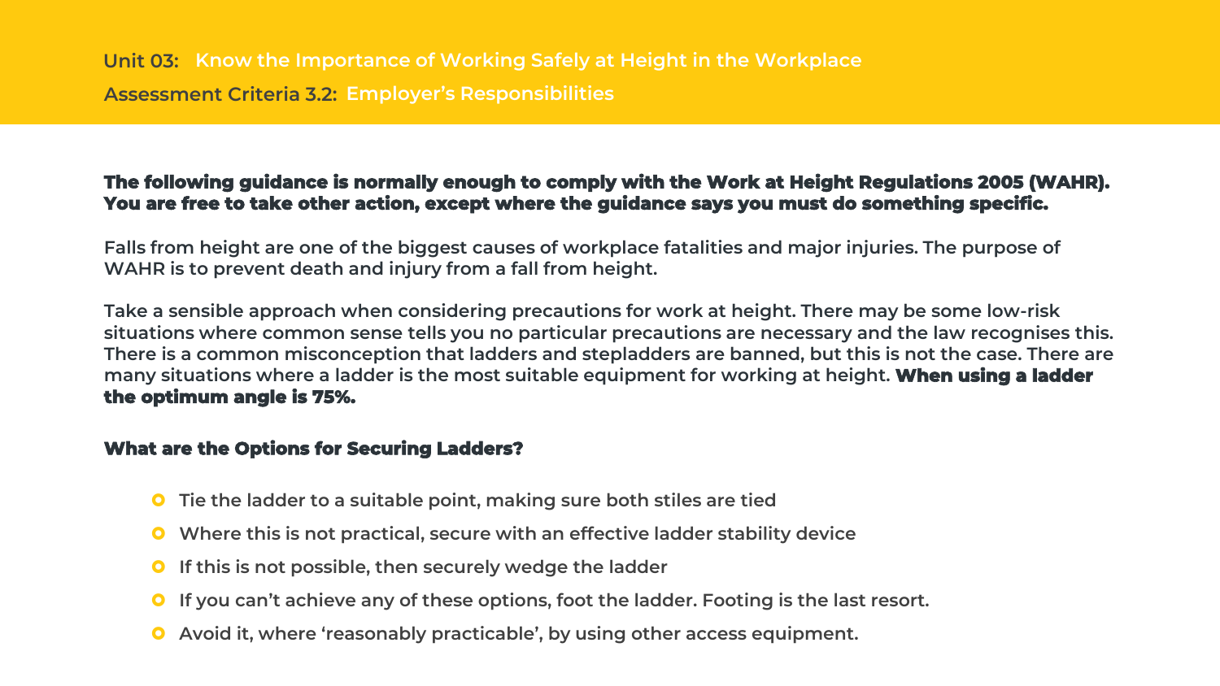**Unit 03:** Know the Importance of Working Safely at Height in the Workplace

**Assessment Criteria 3.2:** Employer's Responsibilities

**The following guidance is normally enough to comply with the Work at Height Regulations 2005 (WAHR). You are free to take other action, except where the guidance says you must do something specific.**

Falls from height are one of the biggest causes of workplace fatalities and major injuries. The purpose of WAHR is to prevent death and injury from a fall from height.

Take a sensible approach when considering precautions for work at height. There may be some low-risk situations where common sense tells you no particular precautions are necessary and the law recognises this. There is a common misconception that ladders and stepladders are banned, but this is not the case. There are many situations where a ladder is the most suitable equipment for working at height. **When using a ladder the optimum angle is 75%.**

**What are the Options for Securing Ladders?**

- Tie the ladder to a suitable point, making sure both stiles are tied
- Where this is not practical, secure with an effective ladder stability device
- If this is not possible, then securely wedge the ladder
- If you can't achieve any of these options, foot the ladder. Footing is the last resort.
- Avoid it, where 'reasonably practicable', by using other access equipment.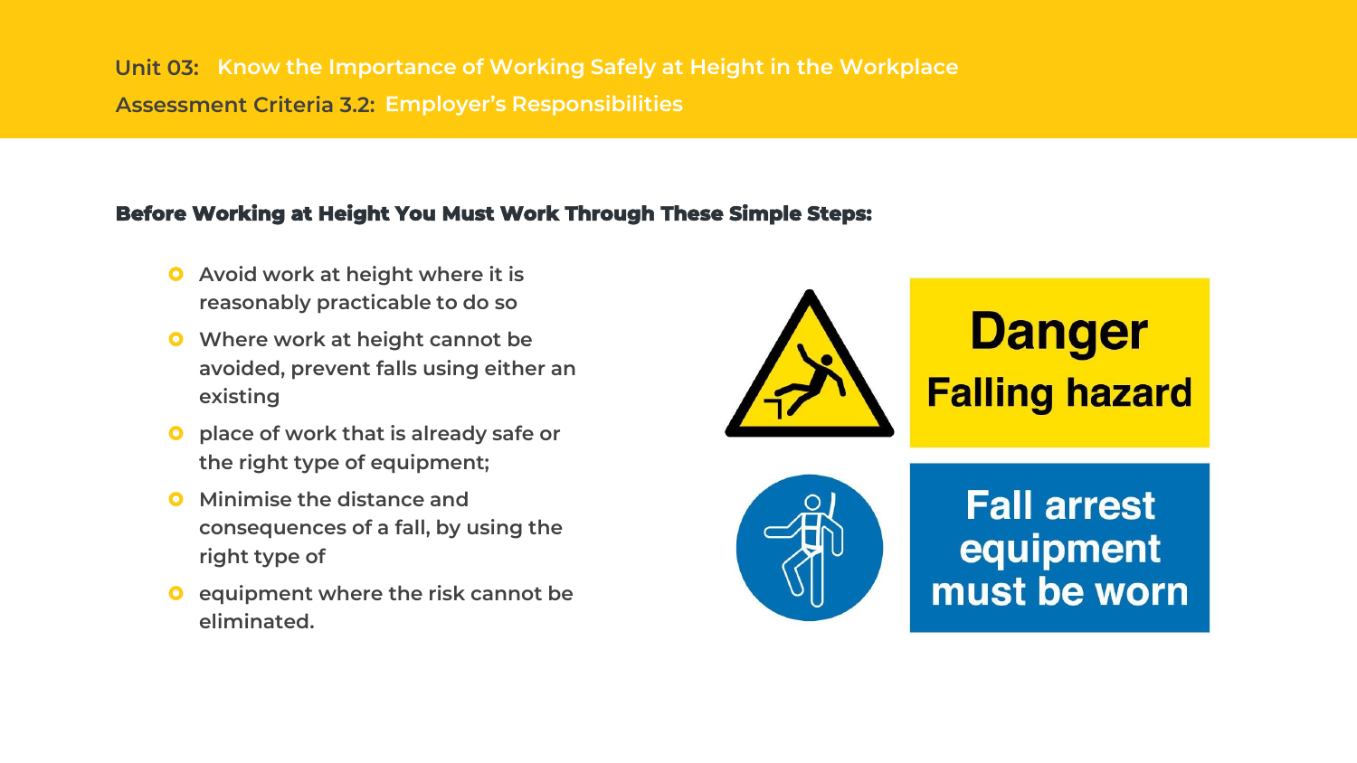**Unit 03:** Know the Importance of Working Safely at Height in the Workplace

**Assessment Criteria 3.2:** Employer's Responsibilities

**Before Working at Height You Must Work Through These Simple Steps:**

- Avoid work at height where it is reasonably practicable to do so
- Where work at height cannot be avoided, prevent falls using either an existing
- place of work that is already safe or the right type of equipment;
- Minimise the distance and consequences of a fall, by using the right type of
- equipment where the risk cannot be eliminated.

Danger
Falling hazard

Fall arrest equipment must be worn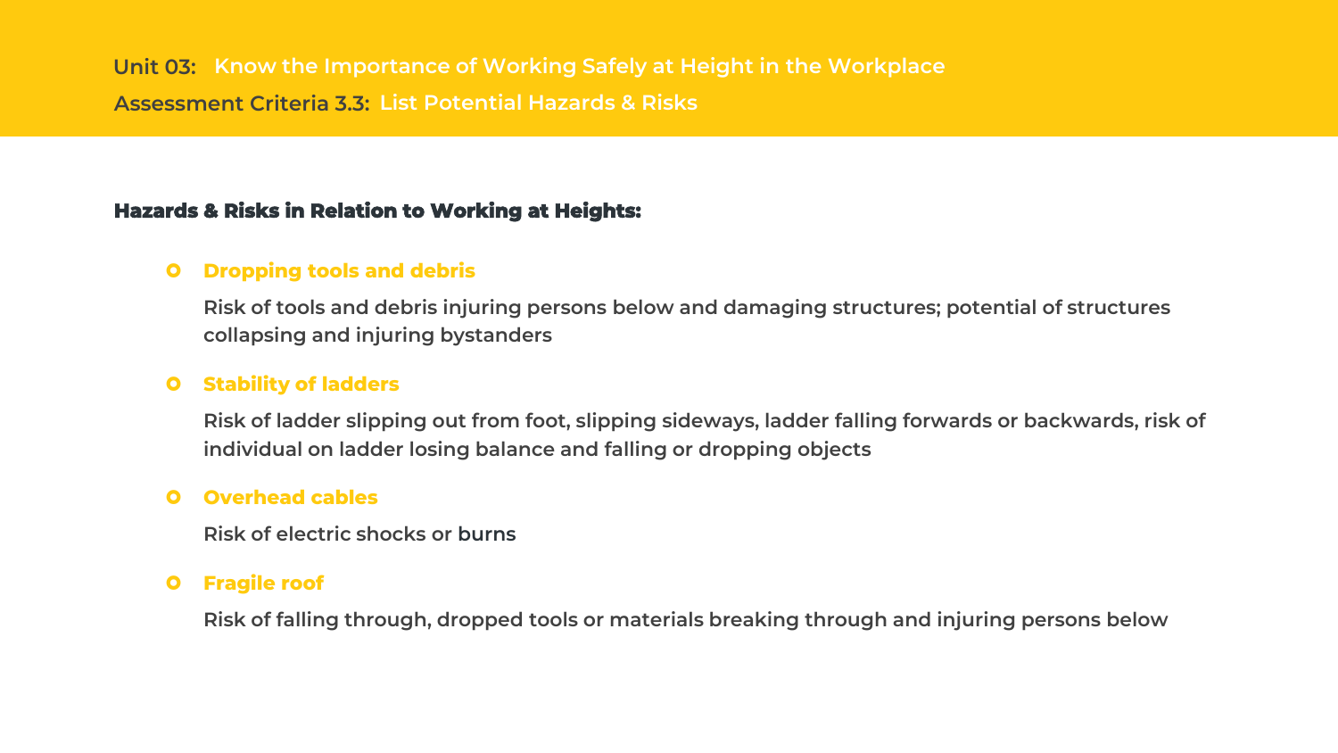**Unit 03:** Know the Importance of Working Safely at Height in the Workplace

**Assessment Criteria 3.3:** List Potential Hazards & Risks

## Hazards & Risks in Relation to Working at Heights:

- **Dropping tools and debris**

  Risk of tools and debris injuring persons below and damaging structures; potential of structures collapsing and injuring bystanders

- **Stability of ladders**

  Risk of ladder slipping out from foot, slipping sideways, ladder falling forwards or backwards, risk of individual on ladder losing balance and falling or dropping objects

- **Overhead cables**

  Risk of electric shocks or burns

- **Fragile roof**

  Risk of falling through, dropped tools or materials breaking through and injuring persons below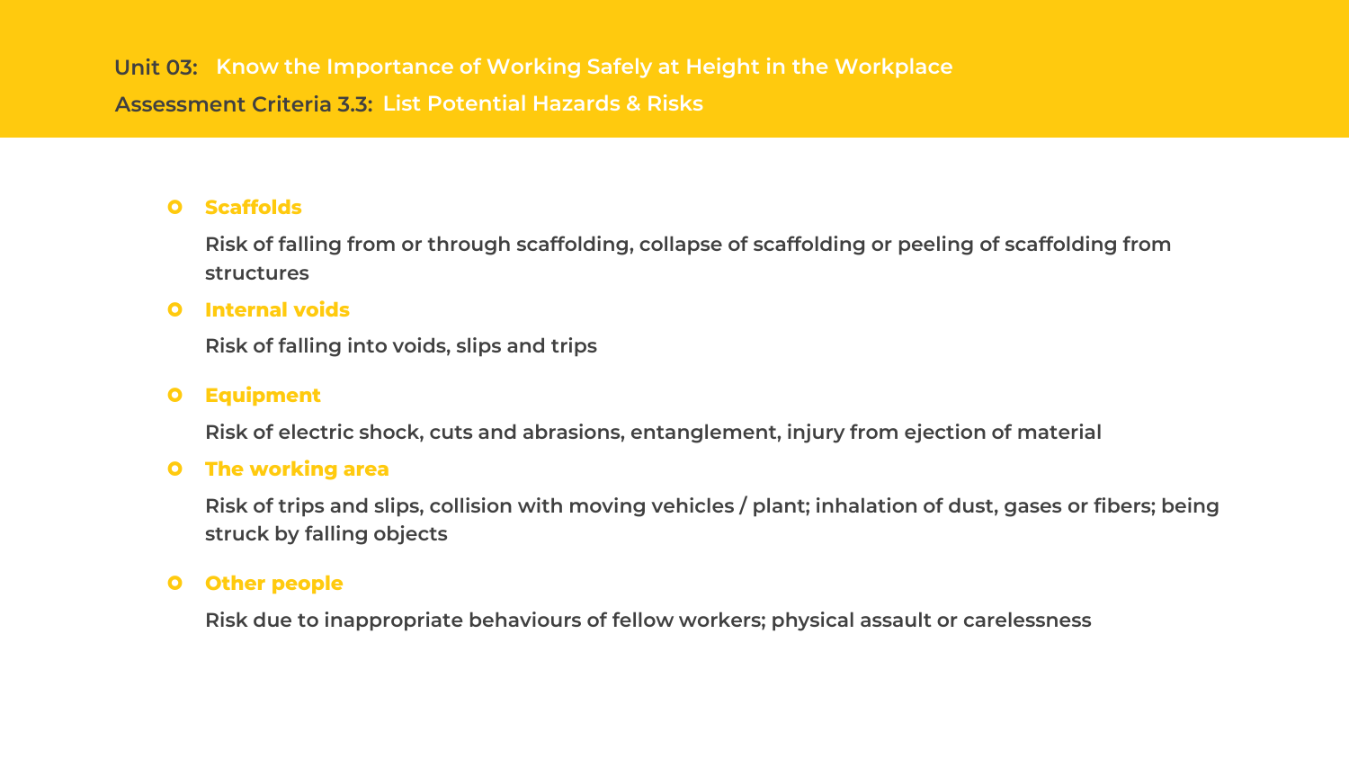**Unit 03:** Know the Importance of Working Safely at Height in the Workplace

**Assessment Criteria 3.3:** List Potential Hazards & Risks

- **Scaffolds**

  Risk of falling from or through scaffolding, collapse of scaffolding or peeling of scaffolding from structures

- **Internal voids**

  Risk of falling into voids, slips and trips

- **Equipment**

  Risk of electric shock, cuts and abrasions, entanglement, injury from ejection of material

- **The working area**

  Risk of trips and slips, collision with moving vehicles / plant; inhalation of dust, gases or fibers; being struck by falling objects

- **Other people**

  Risk due to inappropriate behaviours of fellow workers; physical assault or carelessness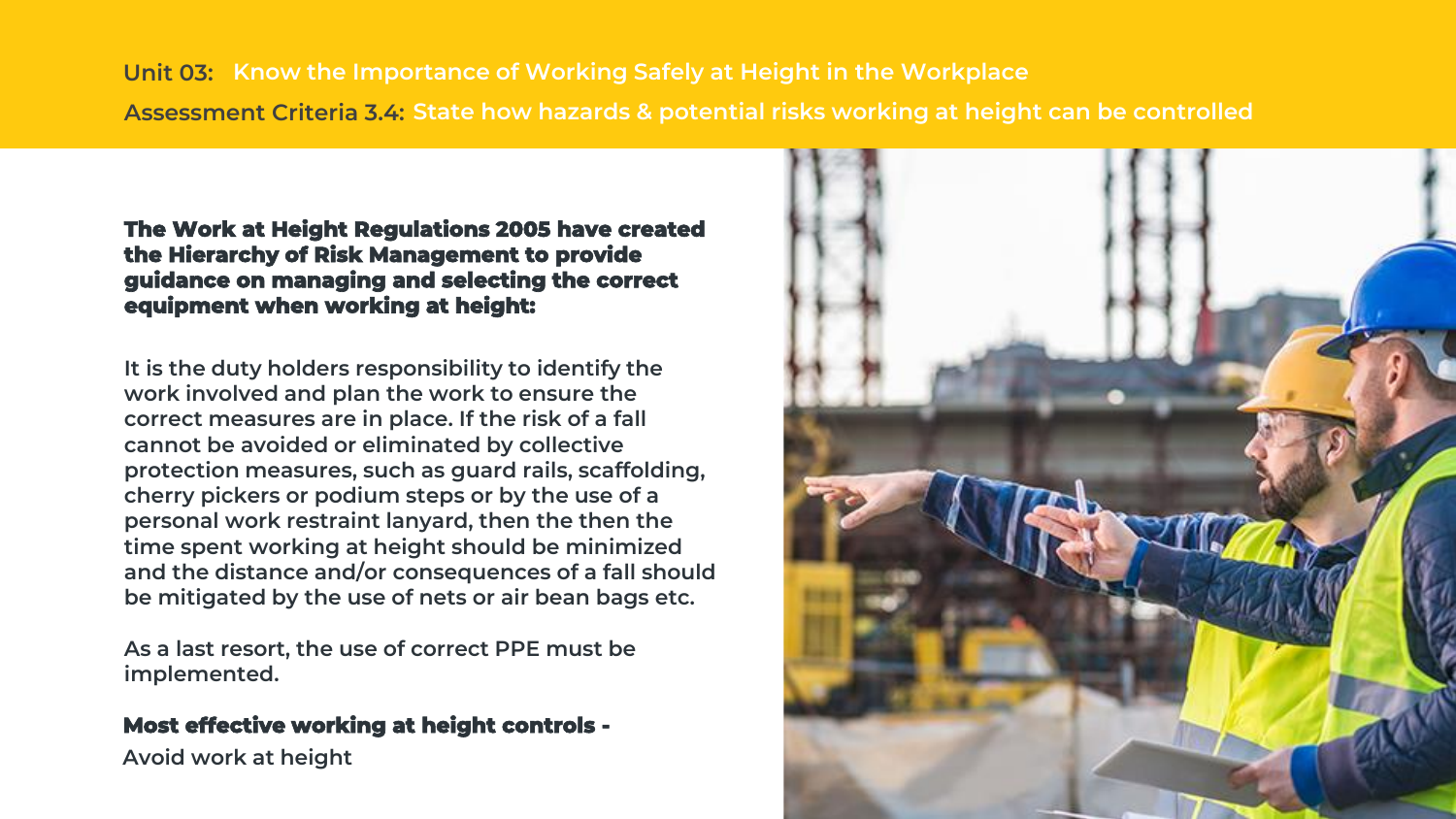**Unit 03:** Know the Importance of Working Safely at Height in the Workplace

**Assessment Criteria 3.4:** State how hazards & potential risks working at height can be controlled

**The Work at Height Regulations 2005 have created the Hierarchy of Risk Management to provide guidance on managing and selecting the correct equipment when working at height:**

It is the duty holders responsibility to identify the work involved and plan the work to ensure the correct measures are in place. If the risk of a fall cannot be avoided or eliminated by collective protection measures, such as guard rails, scaffolding, cherry pickers or podium steps or by the use of a personal work restraint lanyard, then the then the time spent working at height should be minimized and the distance and/or consequences of a fall should be mitigated by the use of nets or air bean bags etc.

As a last resort, the use of correct PPE must be implemented.

**Most effective working at height controls -**

Avoid work at height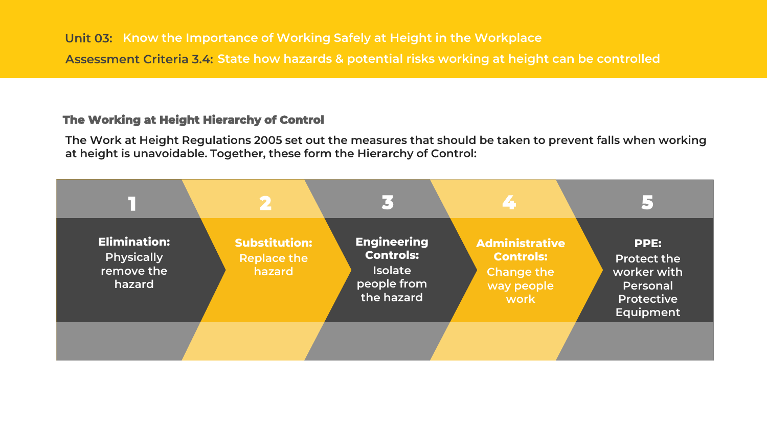**Unit 03:** Know the Importance of Working Safely at Height in the Workplace

**Assessment Criteria 3.4:** State how hazards & potential risks working at height can be controlled

### The Working at Height Hierarchy of Control

The Work at Height Regulations 2005 set out the measures that should be taken to prevent falls when working at height is unavoidable. Together, these form the Hierarchy of Control:

1. **Elimination:** Physically remove the hazard
2. **Substitution:** Replace the hazard
3. **Engineering Controls:** Isolate people from the hazard
4. **Administrative Controls:** Change the way people work
5. **PPE:** Protect the worker with Personal Protective Equipment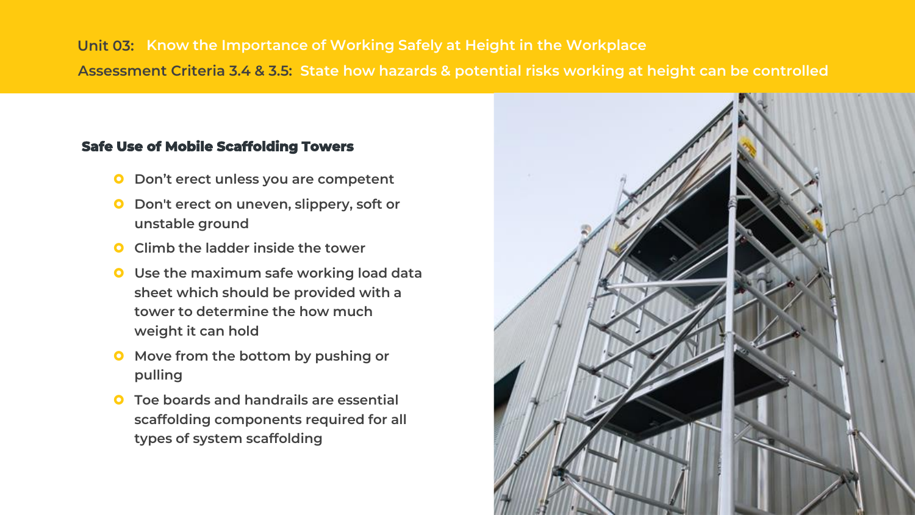**Unit 03:** Know the Importance of Working Safely at Height in the Workplace

**Assessment Criteria 3.4 & 3.5:** State how hazards & potential risks working at height can be controlled

### Safe Use of Mobile Scaffolding Towers

- Don’t erect unless you are competent
- Don't erect on uneven, slippery, soft or unstable ground
- Climb the ladder inside the tower
- Use the maximum safe working load data sheet which should be provided with a tower to determine the how much weight it can hold
- Move from the bottom by pushing or pulling
- Toe boards and handrails are essential scaffolding components required for all types of system scaffolding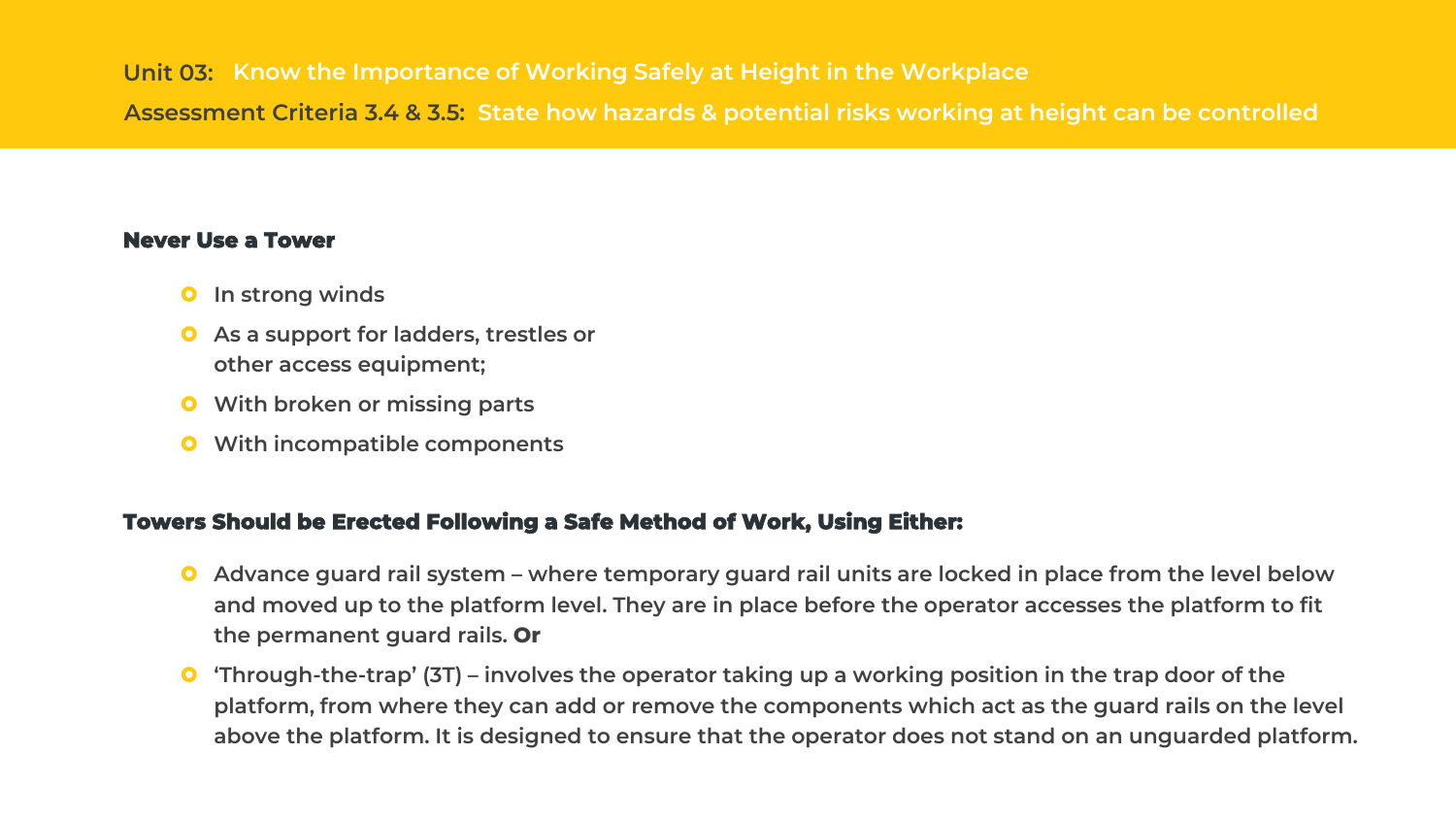**Unit 03:** Know the Importance of Working Safely at Height in the Workplace

**Assessment Criteria 3.4 & 3.5:** State how hazards & potential risks working at height can be controlled

## Never Use a Tower

- In strong winds
- As a support for ladders, trestles or other access equipment;
- With broken or missing parts
- With incompatible components

## Towers Should be Erected Following a Safe Method of Work, Using Either:

- Advance guard rail system – where temporary guard rail units are locked in place from the level below and moved up to the platform level. They are in place before the operator accesses the platform to fit the permanent guard rails. **Or**
- 'Through-the-trap' (3T) – involves the operator taking up a working position in the trap door of the platform, from where they can add or remove the components which act as the guard rails on the level above the platform. It is designed to ensure that the operator does not stand on an unguarded platform.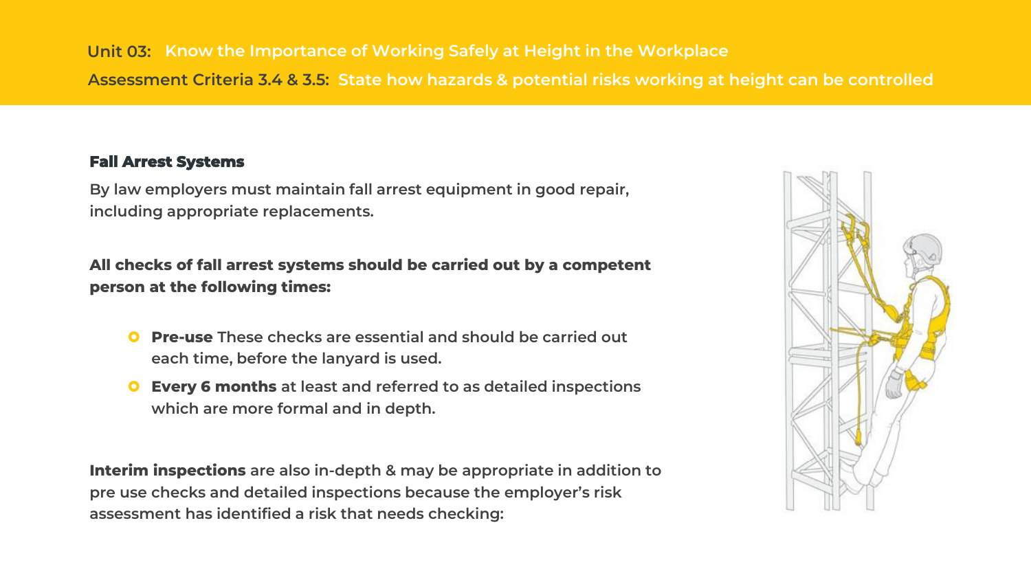**Unit 03:** Know the Importance of Working Safely at Height in the Workplace

**Assessment Criteria 3.4 & 3.5:** State how hazards & potential risks working at height can be controlled

### Fall Arrest Systems

By law employers must maintain fall arrest equipment in good repair, including appropriate replacements.

**All checks of fall arrest systems should be carried out by a competent person at the following times:**

- **Pre-use** These checks are essential and should be carried out each time, before the lanyard is used.
- **Every 6 months** at least and referred to as detailed inspections which are more formal and in depth.

**Interim inspections** are also in-depth & may be appropriate in addition to pre use checks and detailed inspections because the employer's risk assessment has identified a risk that needs checking: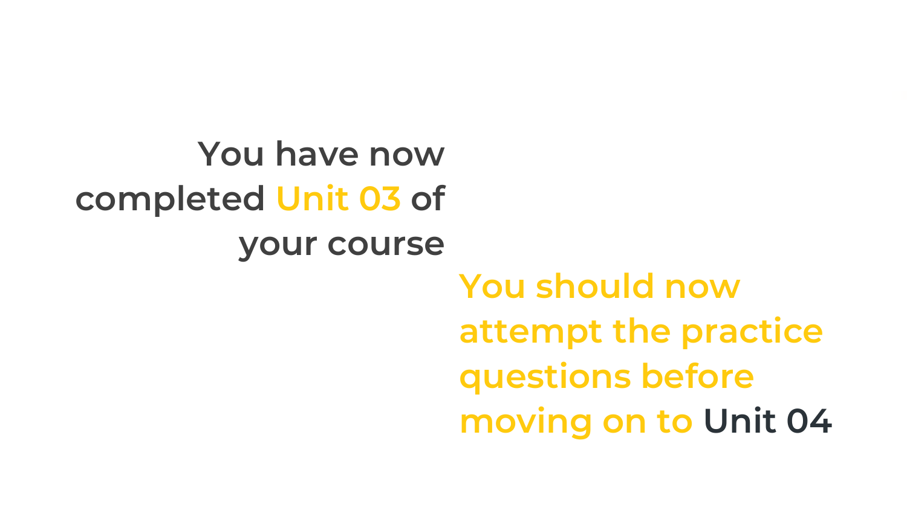You have now completed Unit 03 of your course

You should now attempt the practice questions before moving on to Unit 04